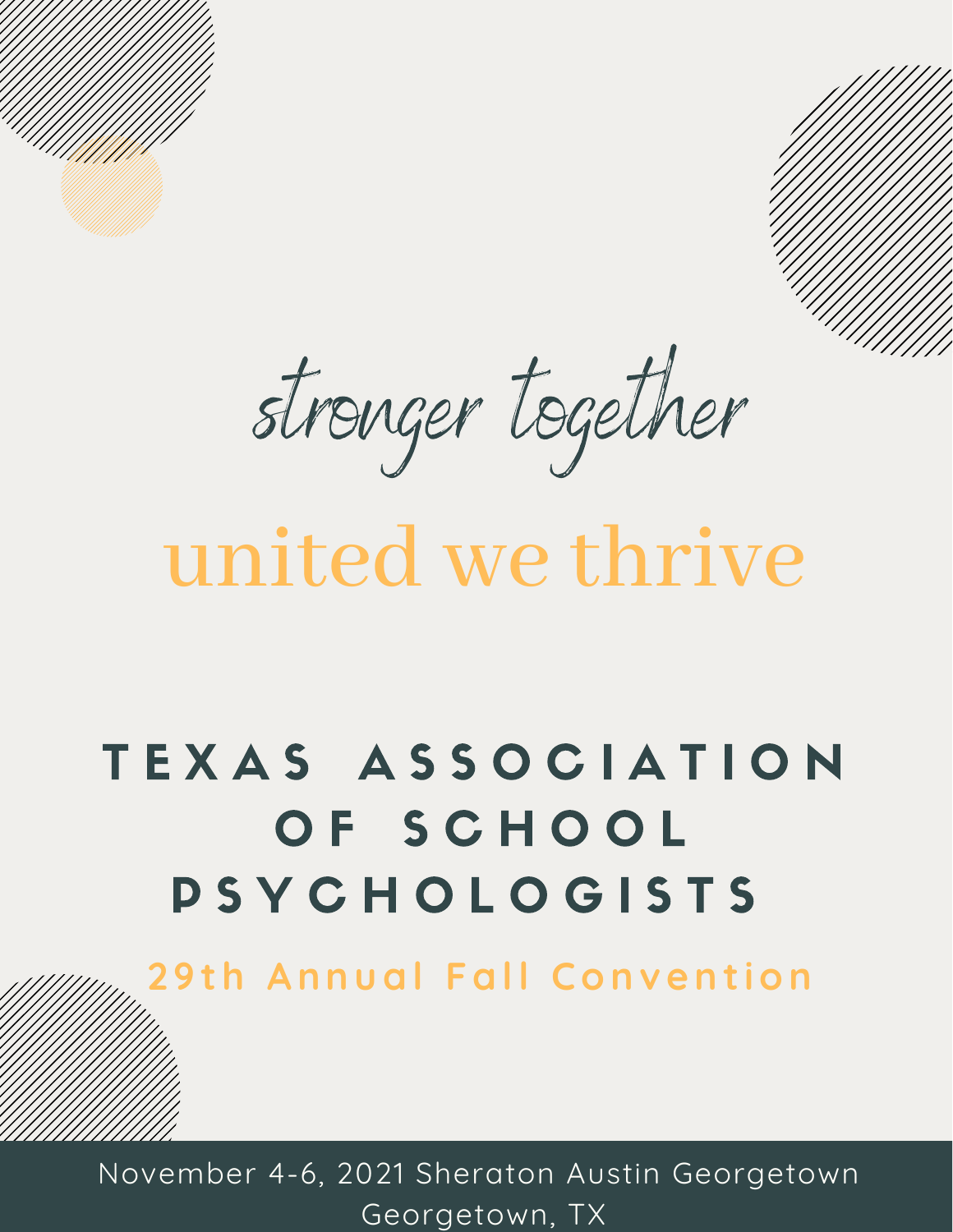*stronger together*

# united we thrive

# TEXAS ASSOCIATION OF SCHOOL PSYCHOLOGISTS

## 29th Annual Fall Convention

November 4-6, 2021 Sheraton Austin Georgetown
Georgetown, TX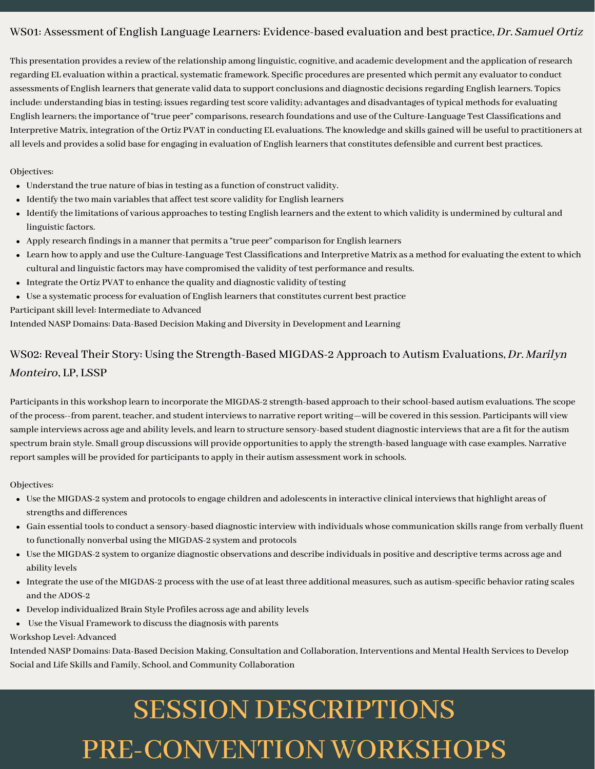## WS01: Assessment of English Language Learners: Evidence-based evaluation and best practice, *Dr. Samuel Ortiz*

This presentation provides a review of the relationship among linguistic, cognitive, and academic development and the application of research regarding EL evaluation within a practical, systematic framework. Specific procedures are presented which permit any evaluator to conduct assessments of English learners that generate valid data to support conclusions and diagnostic decisions regarding English learners. Topics include: understanding bias in testing; issues regarding test score validity; advantages and disadvantages of typical methods for evaluating English learners; the importance of "true peer" comparisons, research foundations and use of the Culture-Language Test Classifications and Interpretive Matrix, integration of the Ortiz PVAT in conducting EL evaluations. The knowledge and skills gained will be useful to practitioners at all levels and provides a solid base for engaging in evaluation of English learners that constitutes defensible and current best practices.

Objectives:

- Understand the true nature of bias in testing as a function of construct validity.
- Identify the two main variables that affect test score validity for English learners
- Identify the limitations of various approaches to testing English learners and the extent to which validity is undermined by cultural and linguistic factors.
- Apply research findings in a manner that permits a "true peer" comparison for English learners
- Learn how to apply and use the Culture-Language Test Classifications and Interpretive Matrix as a method for evaluating the extent to which cultural and linguistic factors may have compromised the validity of test performance and results.
- Integrate the Ortiz PVAT to enhance the quality and diagnostic validity of testing
- Use a systematic process for evaluation of English learners that constitutes current best practice

Participant skill level: Intermediate to Advanced

Intended NASP Domains: Data-Based Decision Making and Diversity in Development and Learning

## WS02: Reveal Their Story: Using the Strength-Based MIGDAS-2 Approach to Autism Evaluations, *Dr. Marilyn Monteiro*, LP, LSSP

Participants in this workshop learn to incorporate the MIGDAS-2 strength-based approach to their school-based autism evaluations. The scope of the process--from parent, teacher, and student interviews to narrative report writing—will be covered in this session. Participants will view sample interviews across age and ability levels, and learn to structure sensory-based student diagnostic interviews that are a fit for the autism spectrum brain style. Small group discussions will provide opportunities to apply the strength-based language with case examples. Narrative report samples will be provided for participants to apply in their autism assessment work in schools.

Objectives:

- Use the MIGDAS-2 system and protocols to engage children and adolescents in interactive clinical interviews that highlight areas of strengths and differences
- Gain essential tools to conduct a sensory-based diagnostic interview with individuals whose communication skills range from verbally fluent to functionally nonverbal using the MIGDAS-2 system and protocols
- Use the MIGDAS-2 system to organize diagnostic observations and describe individuals in positive and descriptive terms across age and ability levels
- Integrate the use of the MIGDAS-2 process with the use of at least three additional measures, such as autism-specific behavior rating scales and the ADOS-2
- Develop individualized Brain Style Profiles across age and ability levels
- Use the Visual Framework to discuss the diagnosis with parents

Workshop Level: Advanced

Intended NASP Domains: Data-Based Decision Making, Consultation and Collaboration, Interventions and Mental Health Services to Develop Social and Life Skills and Family, School, and Community Collaboration

# SESSION DESCRIPTIONS
# PRE-CONVENTION WORKSHOPS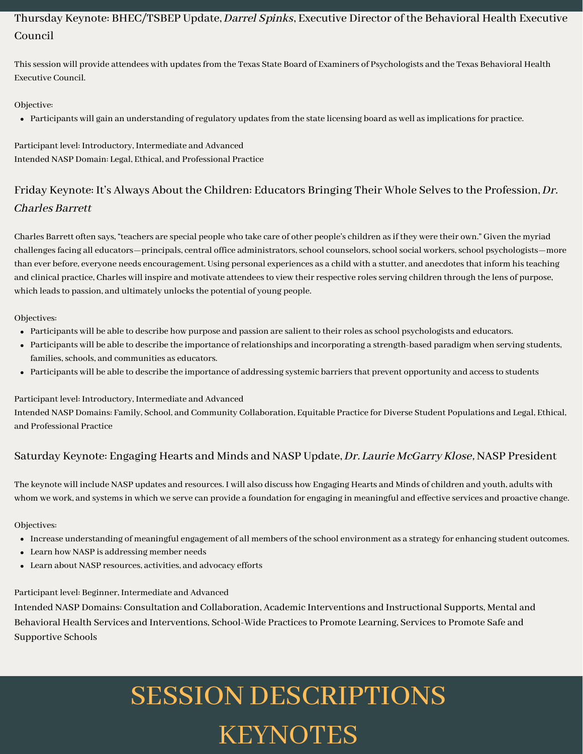## Thursday Keynote: BHEC/TSBEP Update, *Darrel Spinks*, Executive Director of the Behavioral Health Executive Council

This session will provide attendees with updates from the Texas State Board of Examiners of Psychologists and the Texas Behavioral Health Executive Council.

Objective:

- Participants will gain an understanding of regulatory updates from the state licensing board as well as implications for practice.

Participant level: Introductory, Intermediate and Advanced
Intended NASP Domain: Legal, Ethical, and Professional Practice

## Friday Keynote: It's Always About the Children: Educators Bringing Their Whole Selves to the Profession, *Dr. Charles Barrett*

Charles Barrett often says, "teachers are special people who take care of other people's children as if they were their own." Given the myriad challenges facing all educators—principals, central office administrators, school counselors, school social workers, school psychologists—more than ever before, everyone needs encouragement. Using personal experiences as a child with a stutter, and anecdotes that inform his teaching and clinical practice, Charles will inspire and motivate attendees to view their respective roles serving children through the lens of purpose, which leads to passion, and ultimately unlocks the potential of young people.

Objectives:

- Participants will be able to describe how purpose and passion are salient to their roles as school psychologists and educators.
- Participants will be able to describe the importance of relationships and incorporating a strength-based paradigm when serving students, families, schools, and communities as educators.
- Participants will be able to describe the importance of addressing systemic barriers that prevent opportunity and access to students

Participant level: Introductory, Intermediate and Advanced
Intended NASP Domains: Family, School, and Community Collaboration, Equitable Practice for Diverse Student Populations and Legal, Ethical, and Professional Practice

## Saturday Keynote: Engaging Hearts and Minds and NASP Update, *Dr. Laurie McGarry Klose*, NASP President

The keynote will include NASP updates and resources. I will also discuss how Engaging Hearts and Minds of children and youth, adults with whom we work, and systems in which we serve can provide a foundation for engaging in meaningful and effective services and proactive change.

Objectives:

- Increase understanding of meaningful engagement of all members of the school environment as a strategy for enhancing student outcomes.
- Learn how NASP is addressing member needs
- Learn about NASP resources, activities, and advocacy efforts

Participant level: Beginner, Intermediate and Advanced
Intended NASP Domains: Consultation and Collaboration, Academic Interventions and Instructional Supports, Mental and Behavioral Health Services and Interventions, School-Wide Practices to Promote Learning, Services to Promote Safe and Supportive Schools

# SESSION DESCRIPTIONS KEYNOTES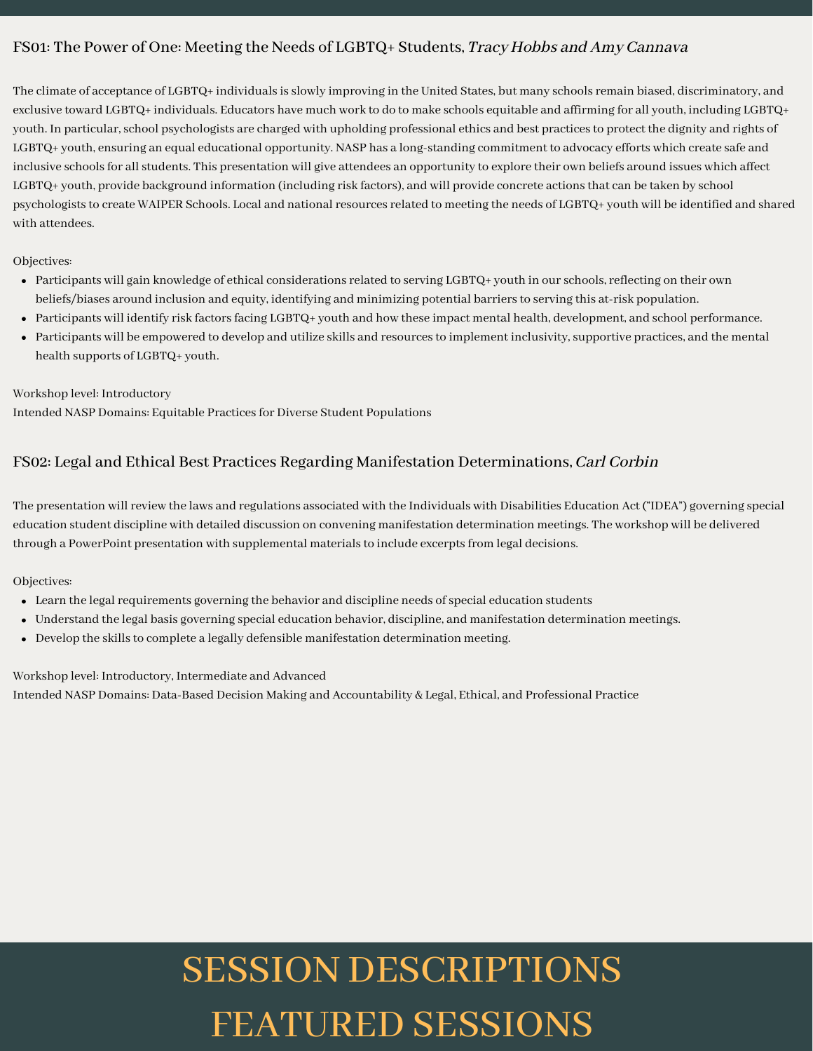### FS01: The Power of One: Meeting the Needs of LGBTQ+ Students, *Tracy Hobbs and Amy Cannava*

The climate of acceptance of LGBTQ+ individuals is slowly improving in the United States, but many schools remain biased, discriminatory, and exclusive toward LGBTQ+ individuals. Educators have much work to do to make schools equitable and affirming for all youth, including LGBTQ+ youth. In particular, school psychologists are charged with upholding professional ethics and best practices to protect the dignity and rights of LGBTQ+ youth, ensuring an equal educational opportunity. NASP has a long-standing commitment to advocacy efforts which create safe and inclusive schools for all students. This presentation will give attendees an opportunity to explore their own beliefs around issues which affect LGBTQ+ youth, provide background information (including risk factors), and will provide concrete actions that can be taken by school psychologists to create WAIPER Schools. Local and national resources related to meeting the needs of LGBTQ+ youth will be identified and shared with attendees.

Objectives:

- Participants will gain knowledge of ethical considerations related to serving LGBTQ+ youth in our schools, reflecting on their own beliefs/biases around inclusion and equity, identifying and minimizing potential barriers to serving this at-risk population.
- Participants will identify risk factors facing LGBTQ+ youth and how these impact mental health, development, and school performance.
- Participants will be empowered to develop and utilize skills and resources to implement inclusivity, supportive practices, and the mental health supports of LGBTQ+ youth.

Workshop level: Introductory
Intended NASP Domains: Equitable Practices for Diverse Student Populations

### FS02: Legal and Ethical Best Practices Regarding Manifestation Determinations, *Carl Corbin*

The presentation will review the laws and regulations associated with the Individuals with Disabilities Education Act ("IDEA") governing special education student discipline with detailed discussion on convening manifestation determination meetings. The workshop will be delivered through a PowerPoint presentation with supplemental materials to include excerpts from legal decisions.

Objectives:

- Learn the legal requirements governing the behavior and discipline needs of special education students
- Understand the legal basis governing special education behavior, discipline, and manifestation determination meetings.
- Develop the skills to complete a legally defensible manifestation determination meeting.

Workshop level: Introductory, Intermediate and Advanced
Intended NASP Domains: Data-Based Decision Making and Accountability & Legal, Ethical, and Professional Practice

# SESSION DESCRIPTIONS
# FEATURED SESSIONS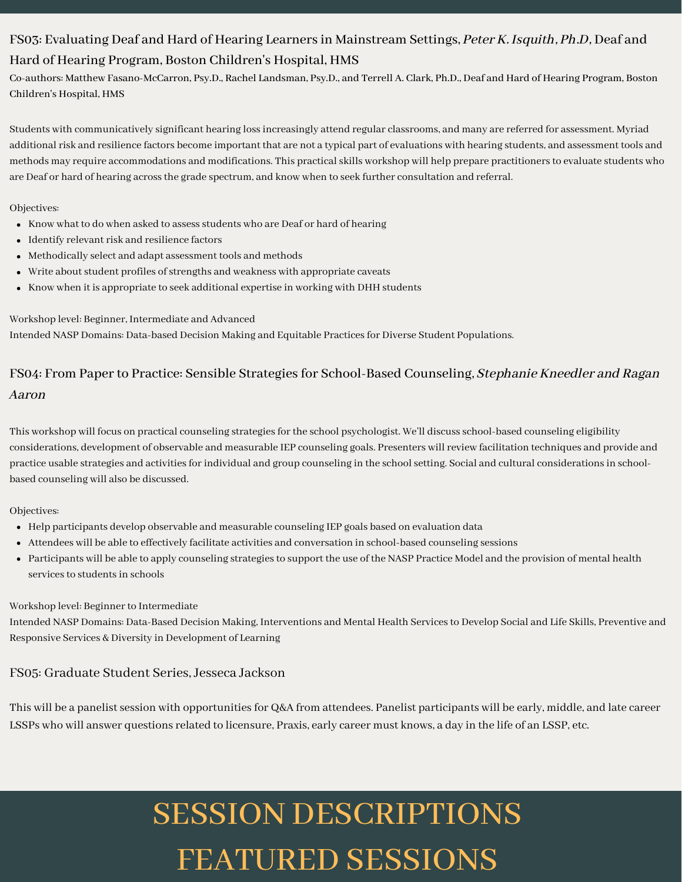## FS03: Evaluating Deaf and Hard of Hearing Learners in Mainstream Settings, *Peter K. Isquith, Ph.D,* Deaf and Hard of Hearing Program, Boston Children's Hospital, HMS

Co-authors: Matthew Fasano-McCarron, Psy.D., Rachel Landsman, Psy.D., and Terrell A. Clark, Ph.D., Deaf and Hard of Hearing Program, Boston Children's Hospital, HMS

Students with communicatively significant hearing loss increasingly attend regular classrooms, and many are referred for assessment. Myriad additional risk and resilience factors become important that are not a typical part of evaluations with hearing students, and assessment tools and methods may require accommodations and modifications. This practical skills workshop will help prepare practitioners to evaluate students who are Deaf or hard of hearing across the grade spectrum, and know when to seek further consultation and referral.

Objectives:

- Know what to do when asked to assess students who are Deaf or hard of hearing
- Identify relevant risk and resilience factors
- Methodically select and adapt assessment tools and methods
- Write about student profiles of strengths and weakness with appropriate caveats
- Know when it is appropriate to seek additional expertise in working with DHH students

Workshop level: Beginner, Intermediate and Advanced
Intended NASP Domains: Data-based Decision Making and Equitable Practices for Diverse Student Populations.

## FS04: From Paper to Practice: Sensible Strategies for School-Based Counseling, *Stephanie Kneedler and Ragan Aaron*

This workshop will focus on practical counseling strategies for the school psychologist. We'll discuss school-based counseling eligibility considerations, development of observable and measurable IEP counseling goals. Presenters will review facilitation techniques and provide and practice usable strategies and activities for individual and group counseling in the school setting. Social and cultural considerations in school-based counseling will also be discussed.

Objectives:

- Help participants develop observable and measurable counseling IEP goals based on evaluation data
- Attendees will be able to effectively facilitate activities and conversation in school-based counseling sessions
- Participants will be able to apply counseling strategies to support the use of the NASP Practice Model and the provision of mental health services to students in schools

Workshop level: Beginner to Intermediate
Intended NASP Domains: Data-Based Decision Making, Interventions and Mental Health Services to Develop Social and Life Skills, Preventive and Responsive Services & Diversity in Development of Learning

## FS05: Graduate Student Series, Jesseca Jackson

This will be a panelist session with opportunities for Q&A from attendees. Panelist participants will be early, middle, and late career LSSPs who will answer questions related to licensure, Praxis, early career must knows, a day in the life of an LSSP, etc.

# SESSION DESCRIPTIONS FEATURED SESSIONS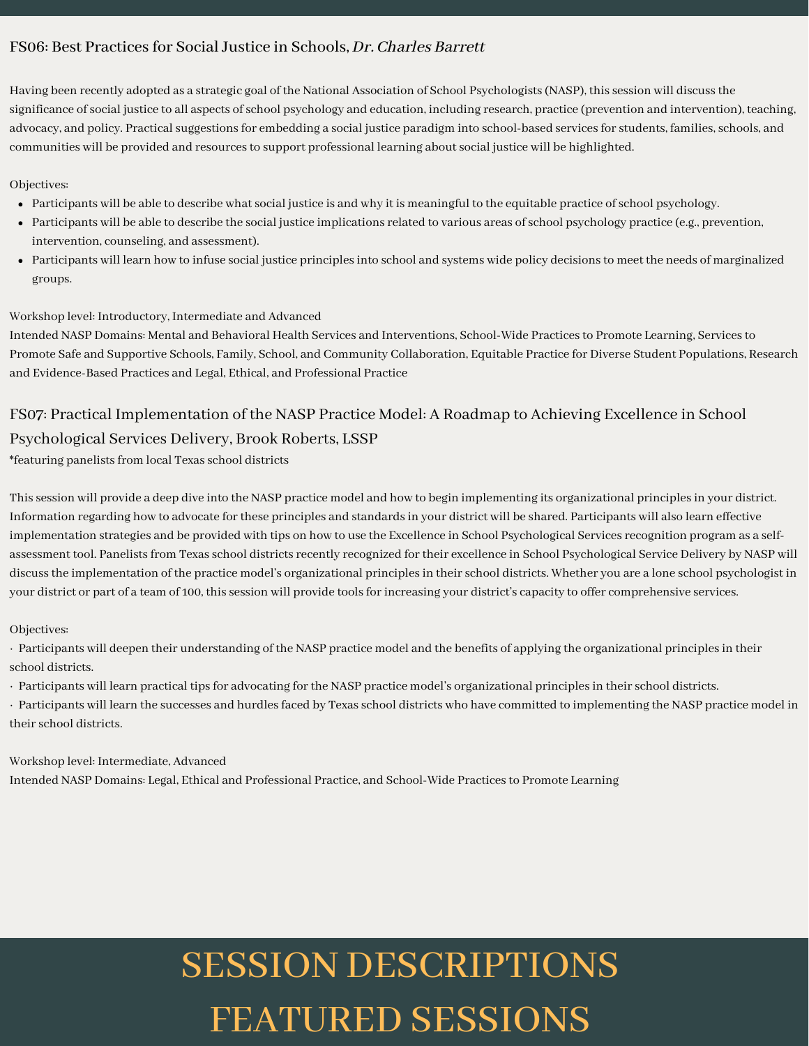## FS06: Best Practices for Social Justice in Schools, *Dr. Charles Barrett*

Having been recently adopted as a strategic goal of the National Association of School Psychologists (NASP), this session will discuss the significance of social justice to all aspects of school psychology and education, including research, practice (prevention and intervention), teaching, advocacy, and policy. Practical suggestions for embedding a social justice paradigm into school-based services for students, families, schools, and communities will be provided and resources to support professional learning about social justice will be highlighted.

Objectives:

- Participants will be able to describe what social justice is and why it is meaningful to the equitable practice of school psychology.
- Participants will be able to describe the social justice implications related to various areas of school psychology practice (e.g., prevention, intervention, counseling, and assessment).
- Participants will learn how to infuse social justice principles into school and systems wide policy decisions to meet the needs of marginalized groups.

Workshop level: Introductory, Intermediate and Advanced
Intended NASP Domains: Mental and Behavioral Health Services and Interventions, School-Wide Practices to Promote Learning, Services to Promote Safe and Supportive Schools, Family, School, and Community Collaboration, Equitable Practice for Diverse Student Populations, Research and Evidence-Based Practices and Legal, Ethical, and Professional Practice

## FS07: Practical Implementation of the NASP Practice Model: A Roadmap to Achieving Excellence in School Psychological Services Delivery, Brook Roberts, LSSP

*featuring panelists from local Texas school districts

This session will provide a deep dive into the NASP practice model and how to begin implementing its organizational principles in your district. Information regarding how to advocate for these principles and standards in your district will be shared. Participants will also learn effective implementation strategies and be provided with tips on how to use the Excellence in School Psychological Services recognition program as a self-assessment tool. Panelists from Texas school districts recently recognized for their excellence in School Psychological Service Delivery by NASP will discuss the implementation of the practice model's organizational principles in their school districts. Whether you are a lone school psychologist in your district or part of a team of 100, this session will provide tools for increasing your district's capacity to offer comprehensive services.

Objectives:

- Participants will deepen their understanding of the NASP practice model and the benefits of applying the organizational principles in their school districts.
- Participants will learn practical tips for advocating for the NASP practice model's organizational principles in their school districts.
- Participants will learn the successes and hurdles faced by Texas school districts who have committed to implementing the NASP practice model in their school districts.

Workshop level: Intermediate, Advanced
Intended NASP Domains: Legal, Ethical and Professional Practice, and School-Wide Practices to Promote Learning

# SESSION DESCRIPTIONS FEATURED SESSIONS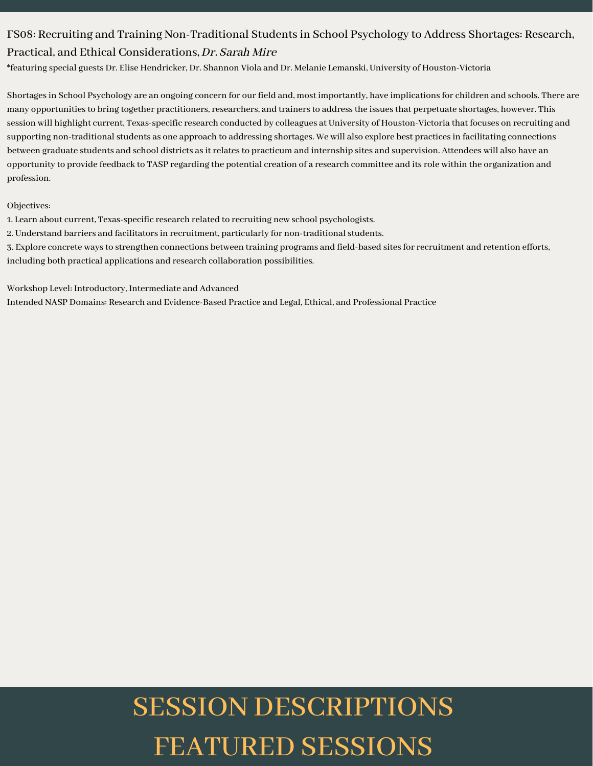FS08: Recruiting and Training Non-Traditional Students in School Psychology to Address Shortages: Research, Practical, and Ethical Considerations, *Dr. Sarah Mire*

*featuring special guests Dr. Elise Hendricker, Dr. Shannon Viola and Dr. Melanie Lemanski, University of Houston-Victoria

Shortages in School Psychology are an ongoing concern for our field and, most importantly, have implications for children and schools. There are many opportunities to bring together practitioners, researchers, and trainers to address the issues that perpetuate shortages, however. This session will highlight current, Texas-specific research conducted by colleagues at University of Houston-Victoria that focuses on recruiting and supporting non-traditional students as one approach to addressing shortages. We will also explore best practices in facilitating connections between graduate students and school districts as it relates to practicum and internship sites and supervision. Attendees will also have an opportunity to provide feedback to TASP regarding the potential creation of a research committee and its role within the organization and profession.

Objectives:

1. Learn about current, Texas-specific research related to recruiting new school psychologists.
2. Understand barriers and facilitators in recruitment, particularly for non-traditional students.
3. Explore concrete ways to strengthen connections between training programs and field-based sites for recruitment and retention efforts, including both practical applications and research collaboration possibilities.

Workshop Level: Introductory, Intermediate and Advanced

Intended NASP Domains: Research and Evidence-Based Practice and Legal, Ethical, and Professional Practice

# SESSION DESCRIPTIONS
# FEATURED SESSIONS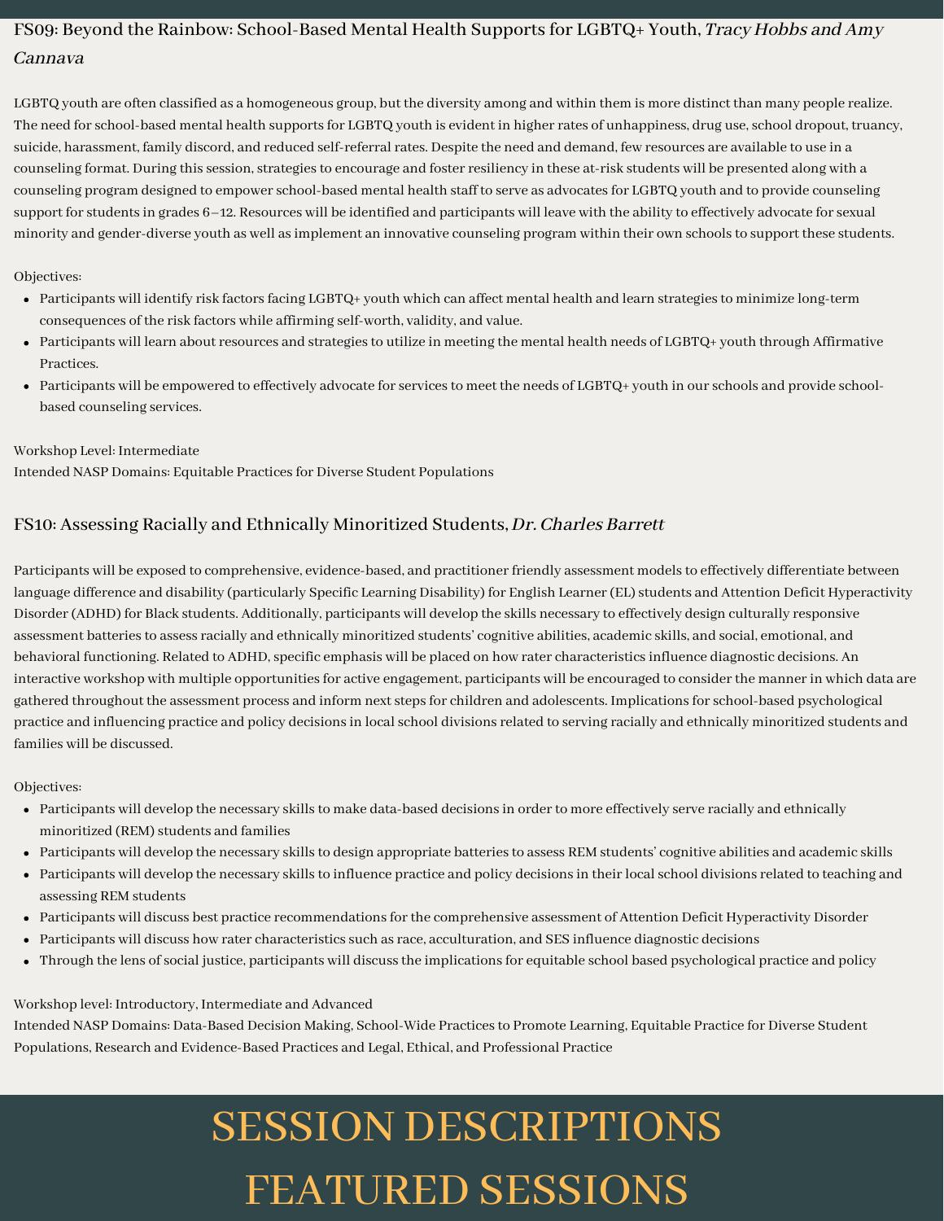## FS09: Beyond the Rainbow: School-Based Mental Health Supports for LGBTQ+ Youth, *Tracy Hobbs and Amy Cannava*

LGBTQ youth are often classified as a homogeneous group, but the diversity among and within them is more distinct than many people realize. The need for school-based mental health supports for LGBTQ youth is evident in higher rates of unhappiness, drug use, school dropout, truancy, suicide, harassment, family discord, and reduced self-referral rates. Despite the need and demand, few resources are available to use in a counseling format. During this session, strategies to encourage and foster resiliency in these at-risk students will be presented along with a counseling program designed to empower school-based mental health staff to serve as advocates for LGBTQ youth and to provide counseling support for students in grades 6–12. Resources will be identified and participants will leave with the ability to effectively advocate for sexual minority and gender-diverse youth as well as implement an innovative counseling program within their own schools to support these students.

Objectives:

- Participants will identify risk factors facing LGBTQ+ youth which can affect mental health and learn strategies to minimize long-term consequences of the risk factors while affirming self-worth, validity, and value.
- Participants will learn about resources and strategies to utilize in meeting the mental health needs of LGBTQ+ youth through Affirmative Practices.
- Participants will be empowered to effectively advocate for services to meet the needs of LGBTQ+ youth in our schools and provide school-based counseling services.

Workshop Level: Intermediate
Intended NASP Domains: Equitable Practices for Diverse Student Populations

## FS10: Assessing Racially and Ethnically Minoritized Students, *Dr. Charles Barrett*

Participants will be exposed to comprehensive, evidence-based, and practitioner friendly assessment models to effectively differentiate between language difference and disability (particularly Specific Learning Disability) for English Learner (EL) students and Attention Deficit Hyperactivity Disorder (ADHD) for Black students. Additionally, participants will develop the skills necessary to effectively design culturally responsive assessment batteries to assess racially and ethnically minoritized students' cognitive abilities, academic skills, and social, emotional, and behavioral functioning. Related to ADHD, specific emphasis will be placed on how rater characteristics influence diagnostic decisions. An interactive workshop with multiple opportunities for active engagement, participants will be encouraged to consider the manner in which data are gathered throughout the assessment process and inform next steps for children and adolescents. Implications for school-based psychological practice and influencing practice and policy decisions in local school divisions related to serving racially and ethnically minoritized students and families will be discussed.

Objectives:

- Participants will develop the necessary skills to make data-based decisions in order to more effectively serve racially and ethnically minoritized (REM) students and families
- Participants will develop the necessary skills to design appropriate batteries to assess REM students' cognitive abilities and academic skills
- Participants will develop the necessary skills to influence practice and policy decisions in their local school divisions related to teaching and assessing REM students
- Participants will discuss best practice recommendations for the comprehensive assessment of Attention Deficit Hyperactivity Disorder
- Participants will discuss how rater characteristics such as race, acculturation, and SES influence diagnostic decisions
- Through the lens of social justice, participants will discuss the implications for equitable school based psychological practice and policy

Workshop level: Introductory, Intermediate and Advanced
Intended NASP Domains: Data-Based Decision Making, School-Wide Practices to Promote Learning, Equitable Practice for Diverse Student Populations, Research and Evidence-Based Practices and Legal, Ethical, and Professional Practice

# SESSION DESCRIPTIONS FEATURED SESSIONS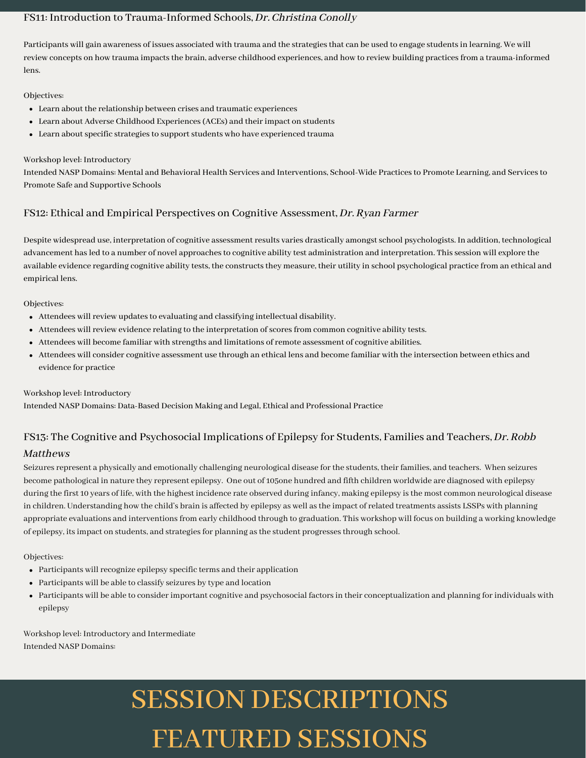### FS11: Introduction to Trauma-Informed Schools, *Dr. Christina Conolly*

Participants will gain awareness of issues associated with trauma and the strategies that can be used to engage students in learning. We will review concepts on how trauma impacts the brain, adverse childhood experiences, and how to review building practices from a trauma-informed lens.

Objectives:

- Learn about the relationship between crises and traumatic experiences
- Learn about Adverse Childhood Experiences (ACEs) and their impact on students
- Learn about specific strategies to support students who have experienced trauma

Workshop level: Introductory
Intended NASP Domains: Mental and Behavioral Health Services and Interventions, School-Wide Practices to Promote Learning, and Services to Promote Safe and Supportive Schools

### FS12: Ethical and Empirical Perspectives on Cognitive Assessment, *Dr. Ryan Farmer*

Despite widespread use, interpretation of cognitive assessment results varies drastically amongst school psychologists. In addition, technological advancement has led to a number of novel approaches to cognitive ability test administration and interpretation. This session will explore the available evidence regarding cognitive ability tests, the constructs they measure, their utility in school psychological practice from an ethical and empirical lens.

Objectives:

- Attendees will review updates to evaluating and classifying intellectual disability.
- Attendees will review evidence relating to the interpretation of scores from common cognitive ability tests.
- Attendees will become familiar with strengths and limitations of remote assessment of cognitive abilities.
- Attendees will consider cognitive assessment use through an ethical lens and become familiar with the intersection between ethics and evidence for practice

Workshop level: Introductory
Intended NASP Domains: Data-Based Decision Making and Legal, Ethical and Professional Practice

### FS13: The Cognitive and Psychosocial Implications of Epilepsy for Students, Families and Teachers, *Dr. Robb Matthews*

Seizures represent a physically and emotionally challenging neurological disease for the students, their families, and teachers. When seizures become pathological in nature they represent epilepsy. One out of 105one hundred and fifth children worldwide are diagnosed with epilepsy during the first 10 years of life, with the highest incidence rate observed during infancy, making epilepsy is the most common neurological disease in children. Understanding how the child's brain is affected by epilepsy as well as the impact of related treatments assists LSSPs with planning appropriate evaluations and interventions from early childhood through to graduation. This workshop will focus on building a working knowledge of epilepsy, its impact on students, and strategies for planning as the student progresses through school.

Objectives:

- Participants will recognize epilepsy specific terms and their application
- Participants will be able to classify seizures by type and location
- Participants will be able to consider important cognitive and psychosocial factors in their conceptualization and planning for individuals with epilepsy

Workshop level: Introductory and Intermediate
Intended NASP Domains:

# SESSION DESCRIPTIONS
# FEATURED SESSIONS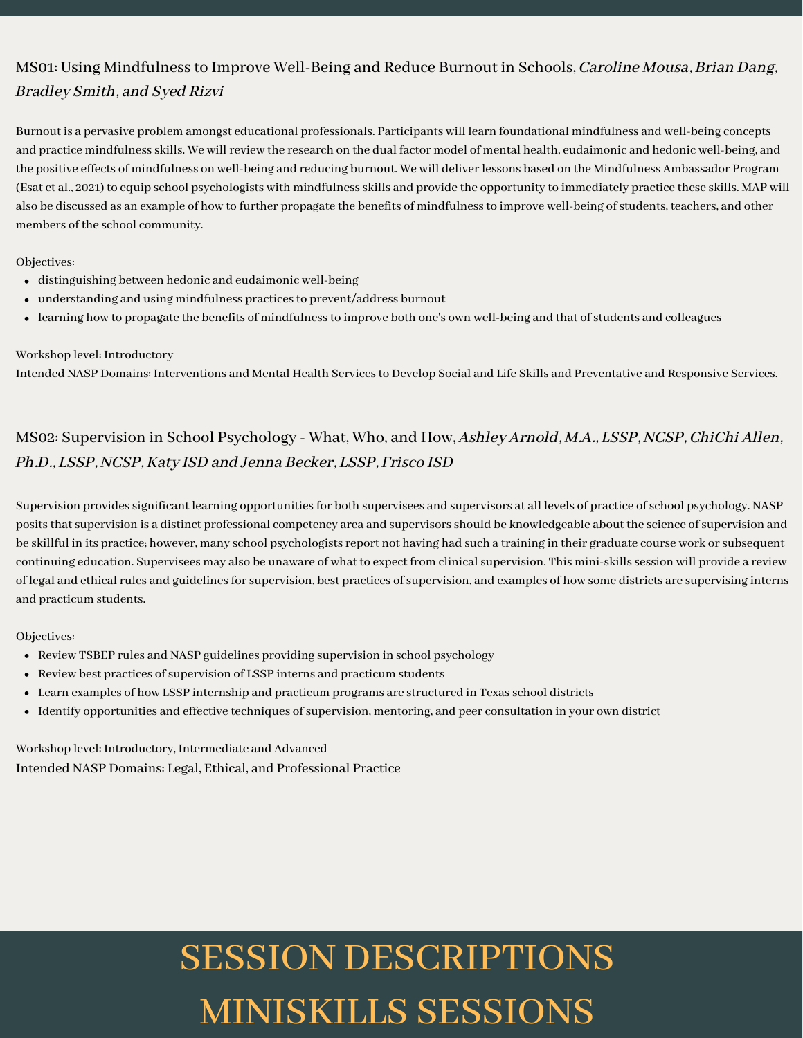## MS01: Using Mindfulness to Improve Well-Being and Reduce Burnout in Schools, *Caroline Mousa, Brian Dang, Bradley Smith, and Syed Rizvi*

Burnout is a pervasive problem amongst educational professionals. Participants will learn foundational mindfulness and well-being concepts and practice mindfulness skills. We will review the research on the dual factor model of mental health, eudaimonic and hedonic well-being, and the positive effects of mindfulness on well-being and reducing burnout. We will deliver lessons based on the Mindfulness Ambassador Program (Esat et al., 2021) to equip school psychologists with mindfulness skills and provide the opportunity to immediately practice these skills. MAP will also be discussed as an example of how to further propagate the benefits of mindfulness to improve well-being of students, teachers, and other members of the school community.

Objectives:

- distinguishing between hedonic and eudaimonic well-being
- understanding and using mindfulness practices to prevent/address burnout
- learning how to propagate the benefits of mindfulness to improve both one's own well-being and that of students and colleagues

Workshop level: Introductory
Intended NASP Domains: Interventions and Mental Health Services to Develop Social and Life Skills and Preventative and Responsive Services.

## MS02: Supervision in School Psychology - What, Who, and How, *Ashley Arnold, M.A., LSSP, NCSP, ChiChi Allen, Ph.D., LSSP, NCSP, Katy ISD and Jenna Becker, LSSP, Frisco ISD*

Supervision provides significant learning opportunities for both supervisees and supervisors at all levels of practice of school psychology. NASP posits that supervision is a distinct professional competency area and supervisors should be knowledgeable about the science of supervision and be skillful in its practice; however, many school psychologists report not having had such a training in their graduate course work or subsequent continuing education. Supervisees may also be unaware of what to expect from clinical supervision. This mini-skills session will provide a review of legal and ethical rules and guidelines for supervision, best practices of supervision, and examples of how some districts are supervising interns and practicum students.

Objectives:

- Review TSBEP rules and NASP guidelines providing supervision in school psychology
- Review best practices of supervision of LSSP interns and practicum students
- Learn examples of how LSSP internship and practicum programs are structured in Texas school districts
- Identify opportunities and effective techniques of supervision, mentoring, and peer consultation in your own district

Workshop level: Introductory, Intermediate and Advanced
Intended NASP Domains: Legal, Ethical, and Professional Practice

# SESSION DESCRIPTIONS
# MINISKILLS SESSIONS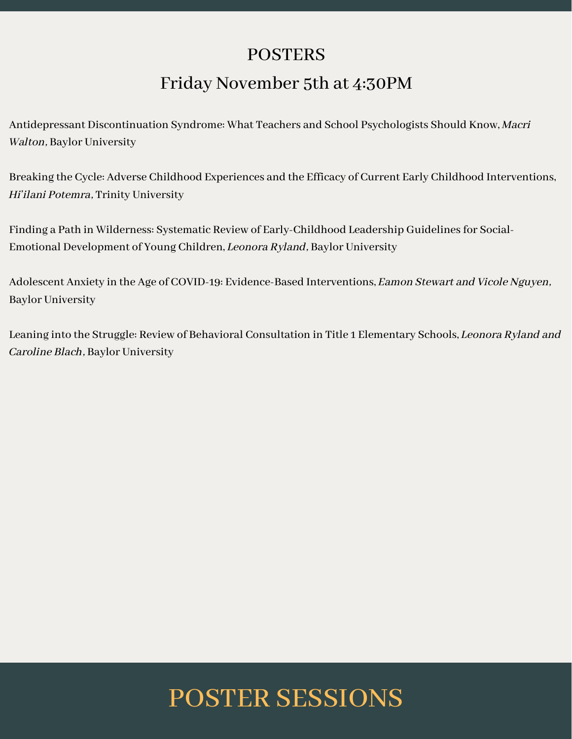# POSTERS

## Friday November 5th at 4:30PM

Antidepressant Discontinuation Syndrome: What Teachers and School Psychologists Should Know, *Macri Walton*, Baylor University

Breaking the Cycle: Adverse Childhood Experiences and the Efficacy of Current Early Childhood Interventions, *Hi'ilani Potemra*, Trinity University

Finding a Path in Wilderness: Systematic Review of Early-Childhood Leadership Guidelines for Social-Emotional Development of Young Children, *Leonora Ryland*, Baylor University

Adolescent Anxiety in the Age of COVID-19: Evidence-Based Interventions, *Eamon Stewart and Vicole Nguyen*, Baylor University

Leaning into the Struggle: Review of Behavioral Consultation in Title 1 Elementary Schools, *Leonora Ryland and Caroline Blach*, Baylor University

# POSTER SESSIONS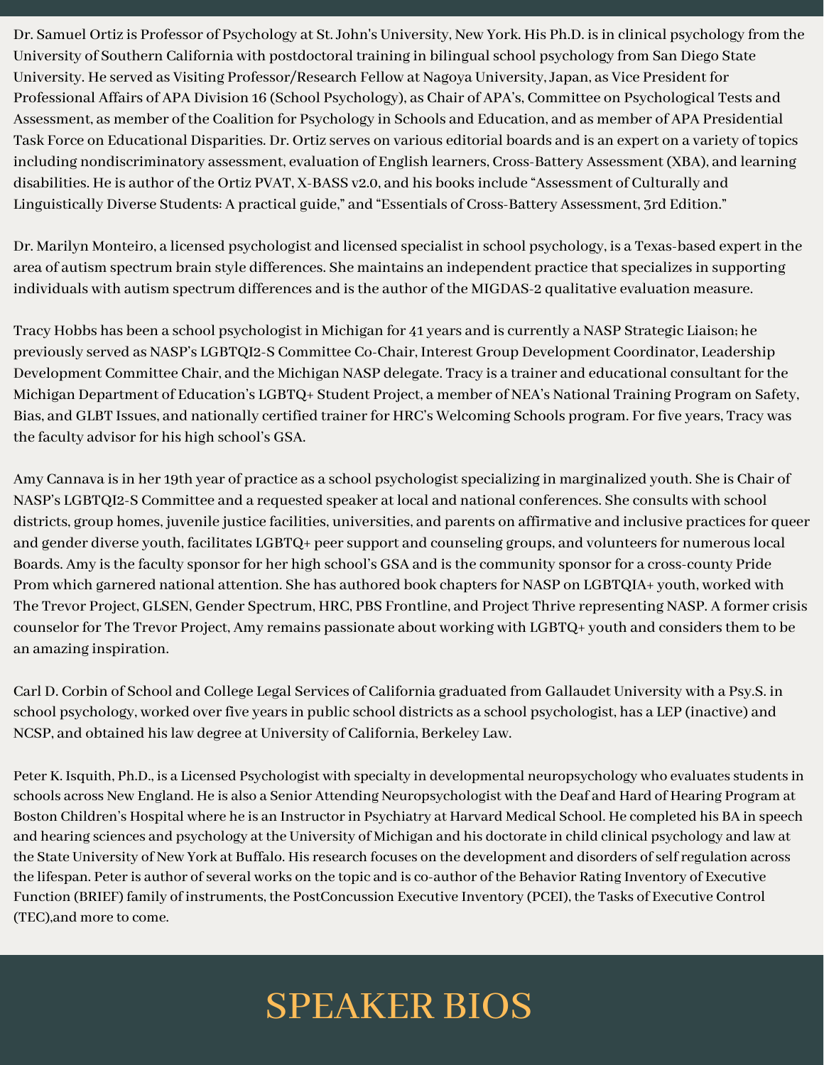Dr. Samuel Ortiz is Professor of Psychology at St. John's University, New York. His Ph.D. is in clinical psychology from the University of Southern California with postdoctoral training in bilingual school psychology from San Diego State University. He served as Visiting Professor/Research Fellow at Nagoya University, Japan, as Vice President for Professional Affairs of APA Division 16 (School Psychology), as Chair of APA's, Committee on Psychological Tests and Assessment, as member of the Coalition for Psychology in Schools and Education, and as member of APA Presidential Task Force on Educational Disparities. Dr. Ortiz serves on various editorial boards and is an expert on a variety of topics including nondiscriminatory assessment, evaluation of English learners, Cross-Battery Assessment (XBA), and learning disabilities. He is author of the Ortiz PVAT, X-BASS v2.0, and his books include "Assessment of Culturally and Linguistically Diverse Students: A practical guide," and "Essentials of Cross-Battery Assessment, 3rd Edition."

Dr. Marilyn Monteiro, a licensed psychologist and licensed specialist in school psychology, is a Texas-based expert in the area of autism spectrum brain style differences. She maintains an independent practice that specializes in supporting individuals with autism spectrum differences and is the author of the MIGDAS-2 qualitative evaluation measure.

Tracy Hobbs has been a school psychologist in Michigan for 41 years and is currently a NASP Strategic Liaison; he previously served as NASP's LGBTQI2-S Committee Co-Chair, Interest Group Development Coordinator, Leadership Development Committee Chair, and the Michigan NASP delegate. Tracy is a trainer and educational consultant for the Michigan Department of Education's LGBTQ+ Student Project, a member of NEA's National Training Program on Safety, Bias, and GLBT Issues, and nationally certified trainer for HRC's Welcoming Schools program. For five years, Tracy was the faculty advisor for his high school's GSA.

Amy Cannava is in her 19th year of practice as a school psychologist specializing in marginalized youth. She is Chair of NASP's LGBTQI2-S Committee and a requested speaker at local and national conferences. She consults with school districts, group homes, juvenile justice facilities, universities, and parents on affirmative and inclusive practices for queer and gender diverse youth, facilitates LGBTQ+ peer support and counseling groups, and volunteers for numerous local Boards. Amy is the faculty sponsor for her high school's GSA and is the community sponsor for a cross-county Pride Prom which garnered national attention. She has authored book chapters for NASP on LGBTQIA+ youth, worked with The Trevor Project, GLSEN, Gender Spectrum, HRC, PBS Frontline, and Project Thrive representing NASP. A former crisis counselor for The Trevor Project, Amy remains passionate about working with LGBTQ+ youth and considers them to be an amazing inspiration.

Carl D. Corbin of School and College Legal Services of California graduated from Gallaudet University with a Psy.S. in school psychology, worked over five years in public school districts as a school psychologist, has a LEP (inactive) and NCSP, and obtained his law degree at University of California, Berkeley Law.

Peter K. Isquith, Ph.D., is a Licensed Psychologist with specialty in developmental neuropsychology who evaluates students in schools across New England. He is also a Senior Attending Neuropsychologist with the Deaf and Hard of Hearing Program at Boston Children's Hospital where he is an Instructor in Psychiatry at Harvard Medical School. He completed his BA in speech and hearing sciences and psychology at the University of Michigan and his doctorate in child clinical psychology and law at the State University of New York at Buffalo. His research focuses on the development and disorders of self regulation across the lifespan. Peter is author of several works on the topic and is co-author of the Behavior Rating Inventory of Executive Function (BRIEF) family of instruments, the PostConcussion Executive Inventory (PCEI), the Tasks of Executive Control (TEC),and more to come.

# SPEAKER BIOS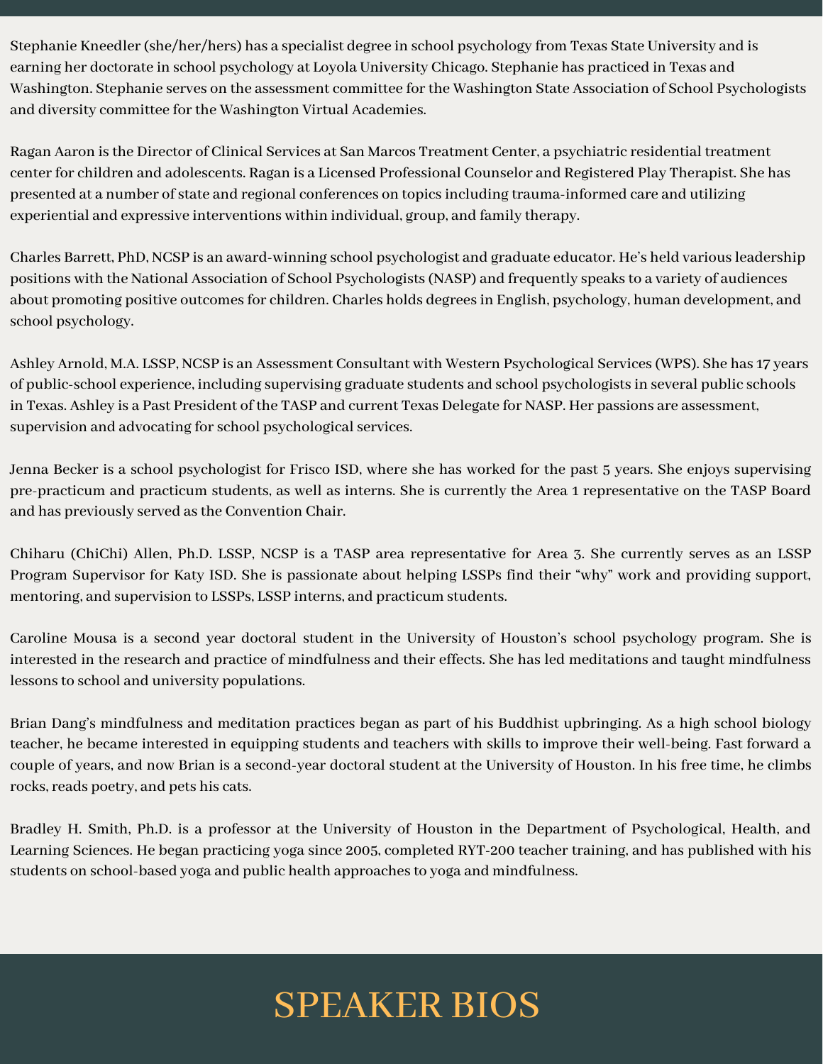Stephanie Kneedler (she/her/hers) has a specialist degree in school psychology from Texas State University and is earning her doctorate in school psychology at Loyola University Chicago. Stephanie has practiced in Texas and Washington. Stephanie serves on the assessment committee for the Washington State Association of School Psychologists and diversity committee for the Washington Virtual Academies.

Ragan Aaron is the Director of Clinical Services at San Marcos Treatment Center, a psychiatric residential treatment center for children and adolescents. Ragan is a Licensed Professional Counselor and Registered Play Therapist. She has presented at a number of state and regional conferences on topics including trauma-informed care and utilizing experiential and expressive interventions within individual, group, and family therapy.

Charles Barrett, PhD, NCSP is an award-winning school psychologist and graduate educator. He's held various leadership positions with the National Association of School Psychologists (NASP) and frequently speaks to a variety of audiences about promoting positive outcomes for children. Charles holds degrees in English, psychology, human development, and school psychology.

Ashley Arnold, M.A. LSSP, NCSP is an Assessment Consultant with Western Psychological Services (WPS). She has 17 years of public-school experience, including supervising graduate students and school psychologists in several public schools in Texas. Ashley is a Past President of the TASP and current Texas Delegate for NASP. Her passions are assessment, supervision and advocating for school psychological services.

Jenna Becker is a school psychologist for Frisco ISD, where she has worked for the past 5 years. She enjoys supervising pre-practicum and practicum students, as well as interns. She is currently the Area 1 representative on the TASP Board and has previously served as the Convention Chair.

Chiharu (ChiChi) Allen, Ph.D. LSSP, NCSP is a TASP area representative for Area 3. She currently serves as an LSSP Program Supervisor for Katy ISD. She is passionate about helping LSSPs find their "why" work and providing support, mentoring, and supervision to LSSPs, LSSP interns, and practicum students.

Caroline Mousa is a second year doctoral student in the University of Houston's school psychology program. She is interested in the research and practice of mindfulness and their effects. She has led meditations and taught mindfulness lessons to school and university populations.

Brian Dang's mindfulness and meditation practices began as part of his Buddhist upbringing. As a high school biology teacher, he became interested in equipping students and teachers with skills to improve their well-being. Fast forward a couple of years, and now Brian is a second-year doctoral student at the University of Houston. In his free time, he climbs rocks, reads poetry, and pets his cats.

Bradley H. Smith, Ph.D. is a professor at the University of Houston in the Department of Psychological, Health, and Learning Sciences. He began practicing yoga since 2005, completed RYT-200 teacher training, and has published with his students on school-based yoga and public health approaches to yoga and mindfulness.

# SPEAKER BIOS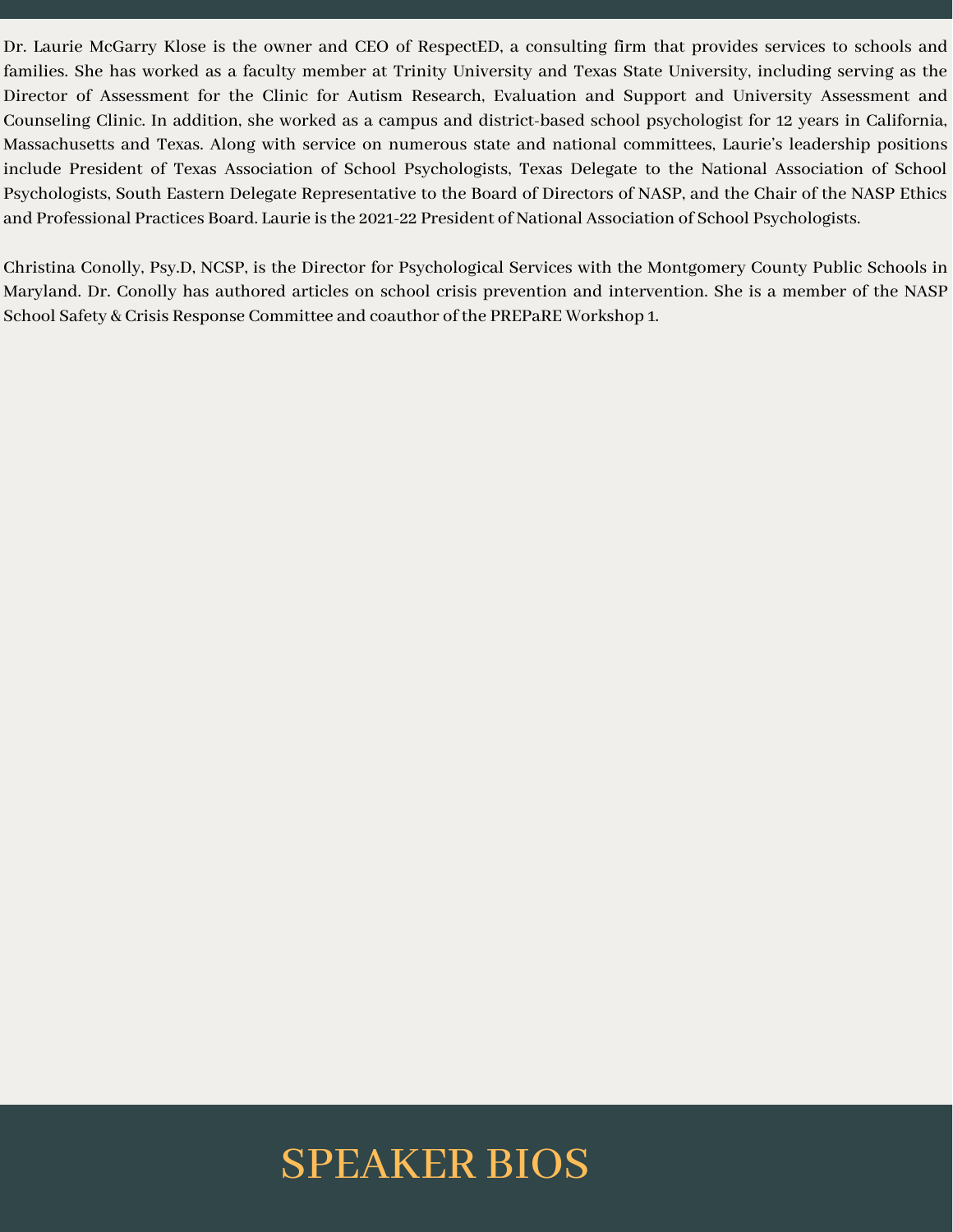Dr. Laurie McGarry Klose is the owner and CEO of RespectED, a consulting firm that provides services to schools and families. She has worked as a faculty member at Trinity University and Texas State University, including serving as the Director of Assessment for the Clinic for Autism Research, Evaluation and Support and University Assessment and Counseling Clinic. In addition, she worked as a campus and district-based school psychologist for 12 years in California, Massachusetts and Texas. Along with service on numerous state and national committees, Laurie's leadership positions include President of Texas Association of School Psychologists, Texas Delegate to the National Association of School Psychologists, South Eastern Delegate Representative to the Board of Directors of NASP, and the Chair of the NASP Ethics and Professional Practices Board. Laurie is the 2021-22 President of National Association of School Psychologists.

Christina Conolly, Psy.D, NCSP, is the Director for Psychological Services with the Montgomery County Public Schools in Maryland. Dr. Conolly has authored articles on school crisis prevention and intervention. She is a member of the NASP School Safety & Crisis Response Committee and coauthor of the PREPaRE Workshop 1.

# SPEAKER BIOS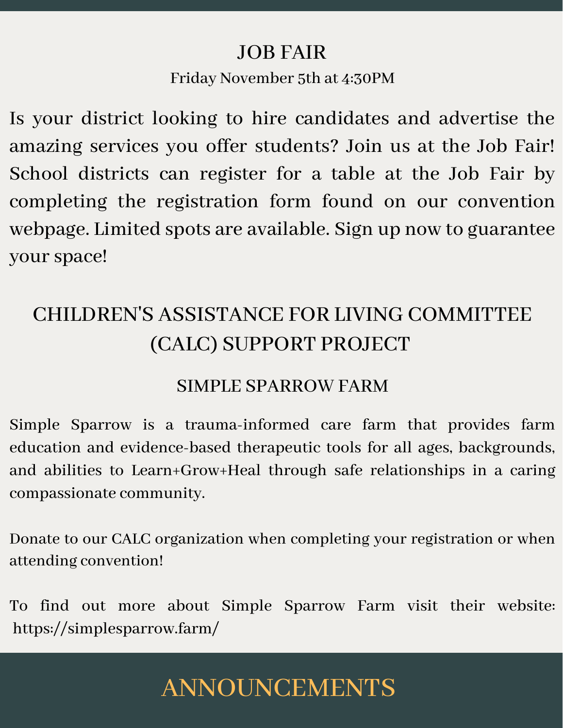## JOB FAIR

Friday November 5th at 4:30PM

Is your district looking to hire candidates and advertise the amazing services you offer students? Join us at the Job Fair! School districts can register for a table at the Job Fair by completing the registration form found on our convention webpage. Limited spots are available. Sign up now to guarantee your space!

## CHILDREN'S ASSISTANCE FOR LIVING COMMITTEE (CALC) SUPPORT PROJECT

### SIMPLE SPARROW FARM

Simple Sparrow is a trauma-informed care farm that provides farm education and evidence-based therapeutic tools for all ages, backgrounds, and abilities to Learn+Grow+Heal through safe relationships in a caring compassionate community.

Donate to our CALC organization when completing your registration or when attending convention!

To find out more about Simple Sparrow Farm visit their website: https://simplesparrow.farm/

# ANNOUNCEMENTS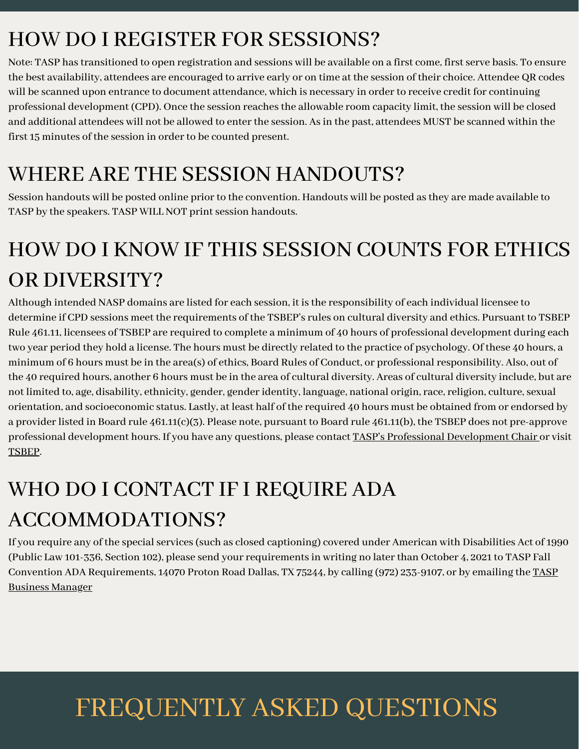## HOW DO I REGISTER FOR SESSIONS?

Note: TASP has transitioned to open registration and sessions will be available on a first come, first serve basis. To ensure the best availability, attendees are encouraged to arrive early or on time at the session of their choice. Attendee QR codes will be scanned upon entrance to document attendance, which is necessary in order to receive credit for continuing professional development (CPD). Once the session reaches the allowable room capacity limit, the session will be closed and additional attendees will not be allowed to enter the session. As in the past, attendees MUST be scanned within the first 15 minutes of the session in order to be counted present.

## WHERE ARE THE SESSION HANDOUTS?

Session handouts will be posted online prior to the convention. Handouts will be posted as they are made available to TASP by the speakers. TASP WILL NOT print session handouts.

## HOW DO I KNOW IF THIS SESSION COUNTS FOR ETHICS OR DIVERSITY?

Although intended NASP domains are listed for each session, it is the responsibility of each individual licensee to determine if CPD sessions meet the requirements of the TSBEP's rules on cultural diversity and ethics. Pursuant to TSBEP Rule 461.11, licensees of TSBEP are required to complete a minimum of 40 hours of professional development during each two year period they hold a license. The hours must be directly related to the practice of psychology. Of these 40 hours, a minimum of 6 hours must be in the area(s) of ethics, Board Rules of Conduct, or professional responsibility. Also, out of the 40 required hours, another 6 hours must be in the area of cultural diversity. Areas of cultural diversity include, but are not limited to, age, disability, ethnicity, gender, gender identity, language, national origin, race, religion, culture, sexual orientation, and socioeconomic status. Lastly, at least half of the required 40 hours must be obtained from or endorsed by a provider listed in Board rule 461.11(c)(3). Please note, pursuant to Board rule 461.11(b), the TSBEP does not pre-approve professional development hours. If you have any questions, please contact TASP's Professional Development Chair or visit TSBEP.

## WHO DO I CONTACT IF I REQUIRE ADA ACCOMMODATIONS?

If you require any of the special services (such as closed captioning) covered under American with Disabilities Act of 1990 (Public Law 101-336, Section 102), please send your requirements in writing no later than October 4, 2021 to TASP Fall Convention ADA Requirements, 14070 Proton Road Dallas, TX 75244, by calling (972) 233-9107, or by emailing the TASP Business Manager

# FREQUENTLY ASKED QUESTIONS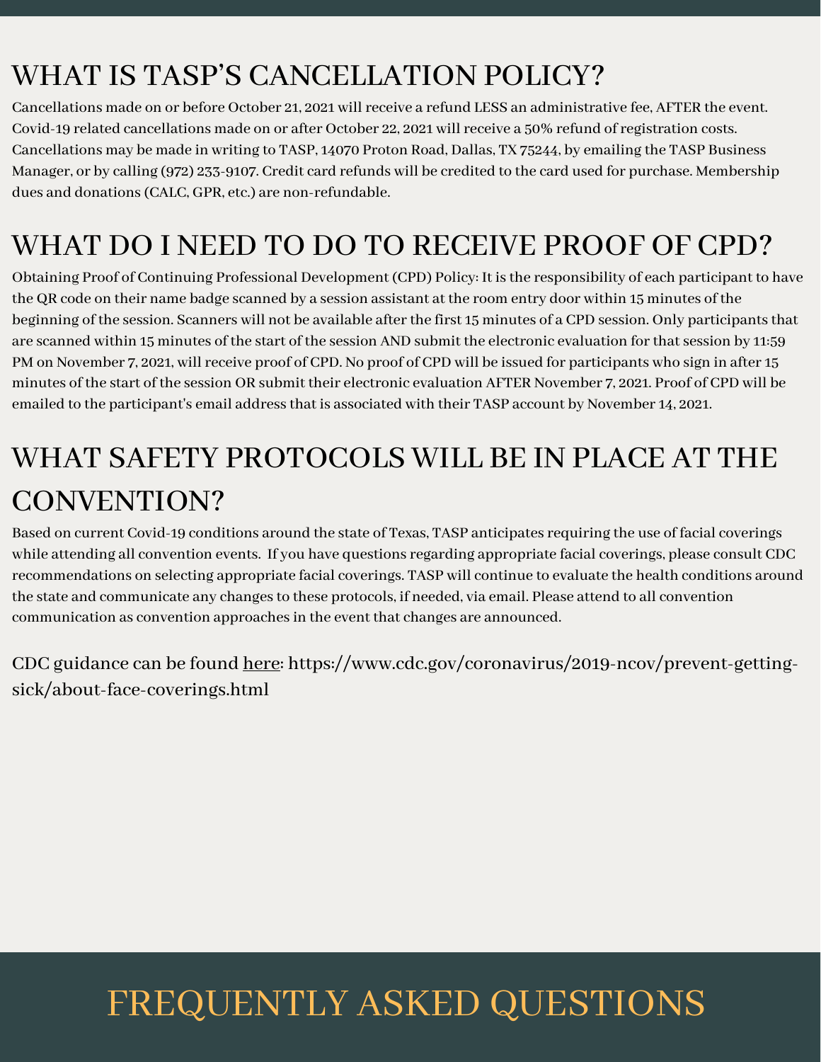## WHAT IS TASP'S CANCELLATION POLICY?

Cancellations made on or before October 21, 2021 will receive a refund LESS an administrative fee, AFTER the event. Covid-19 related cancellations made on or after October 22, 2021 will receive a 50% refund of registration costs. Cancellations may be made in writing to TASP, 14070 Proton Road, Dallas, TX 75244, by emailing the TASP Business Manager, or by calling (972) 233-9107. Credit card refunds will be credited to the card used for purchase. Membership dues and donations (CALC, GPR, etc.) are non-refundable.

## WHAT DO I NEED TO DO TO RECEIVE PROOF OF CPD?

Obtaining Proof of Continuing Professional Development (CPD) Policy: It is the responsibility of each participant to have the QR code on their name badge scanned by a session assistant at the room entry door within 15 minutes of the beginning of the session. Scanners will not be available after the first 15 minutes of a CPD session. Only participants that are scanned within 15 minutes of the start of the session AND submit the electronic evaluation for that session by 11:59 PM on November 7, 2021, will receive proof of CPD. No proof of CPD will be issued for participants who sign in after 15 minutes of the start of the session OR submit their electronic evaluation AFTER November 7, 2021. Proof of CPD will be emailed to the participant's email address that is associated with their TASP account by November 14, 2021.

## WHAT SAFETY PROTOCOLS WILL BE IN PLACE AT THE CONVENTION?

Based on current Covid-19 conditions around the state of Texas, TASP anticipates requiring the use of facial coverings while attending all convention events. If you have questions regarding appropriate facial coverings, please consult CDC recommendations on selecting appropriate facial coverings. TASP will continue to evaluate the health conditions around the state and communicate any changes to these protocols, if needed, via email. Please attend to all convention communication as convention approaches in the event that changes are announced.

CDC guidance can be found here: https://www.cdc.gov/coronavirus/2019-ncov/prevent-getting-sick/about-face-coverings.html

# FREQUENTLY ASKED QUESTIONS